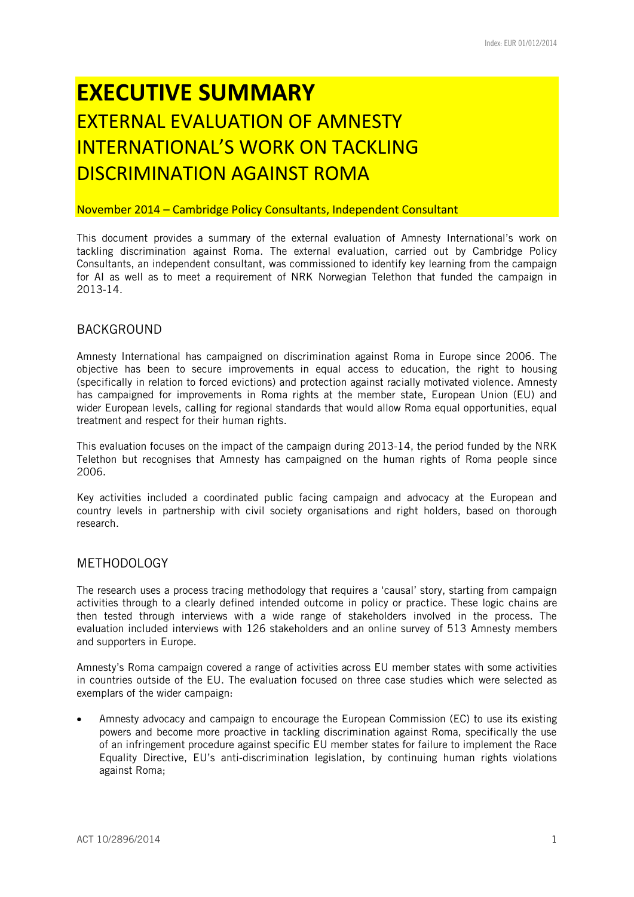# EXECUTIVE SUMMARY

## EXTERNAL EVALUATION OF AMNESTY INTERNATIONAL'S WORK ON TACKLING DISCRIMINATION AGAINST ROMA

November 2014 – Cambridge Policy Consultants, Independent Consultant

This document provides a summary of the external evaluation of Amnesty International's work on tackling discrimination against Roma. The external evaluation, carried out by Cambridge Policy Consultants, an independent consultant, was commissioned to identify key learning from the campaign for AI as well as to meet a requirement of NRK Norwegian Telethon that funded the campaign in 2013-14.

## BACKGROUND

Amnesty International has campaigned on discrimination against Roma in Europe since 2006. The objective has been to secure improvements in equal access to education, the right to housing (specifically in relation to forced evictions) and protection against racially motivated violence. Amnesty has campaigned for improvements in Roma rights at the member state, European Union (EU) and wider European levels, calling for regional standards that would allow Roma equal opportunities, equal treatment and respect for their human rights.

This evaluation focuses on the impact of the campaign during 2013-14, the period funded by the NRK Telethon but recognises that Amnesty has campaigned on the human rights of Roma people since 2006.

Key activities included a coordinated public facing campaign and advocacy at the European and country levels in partnership with civil society organisations and right holders, based on thorough research.

## METHODOLOGY

The research uses a process tracing methodology that requires a 'causal' story, starting from campaign activities through to a clearly defined intended outcome in policy or practice. These logic chains are then tested through interviews with a wide range of stakeholders involved in the process. The evaluation included interviews with 126 stakeholders and an online survey of 513 Amnesty members and supporters in Europe.

Amnesty's Roma campaign covered a range of activities across EU member states with some activities in countries outside of the EU. The evaluation focused on three case studies which were selected as exemplars of the wider campaign:

- Amnesty advocacy and campaign to encourage the European Commission (EC) to use its existing powers and become more proactive in tackling discrimination against Roma, specifically the use of an infringement procedure against specific EU member states for failure to implement the Race Equality Directive, EU's anti-discrimination legislation, by continuing human rights violations against Roma;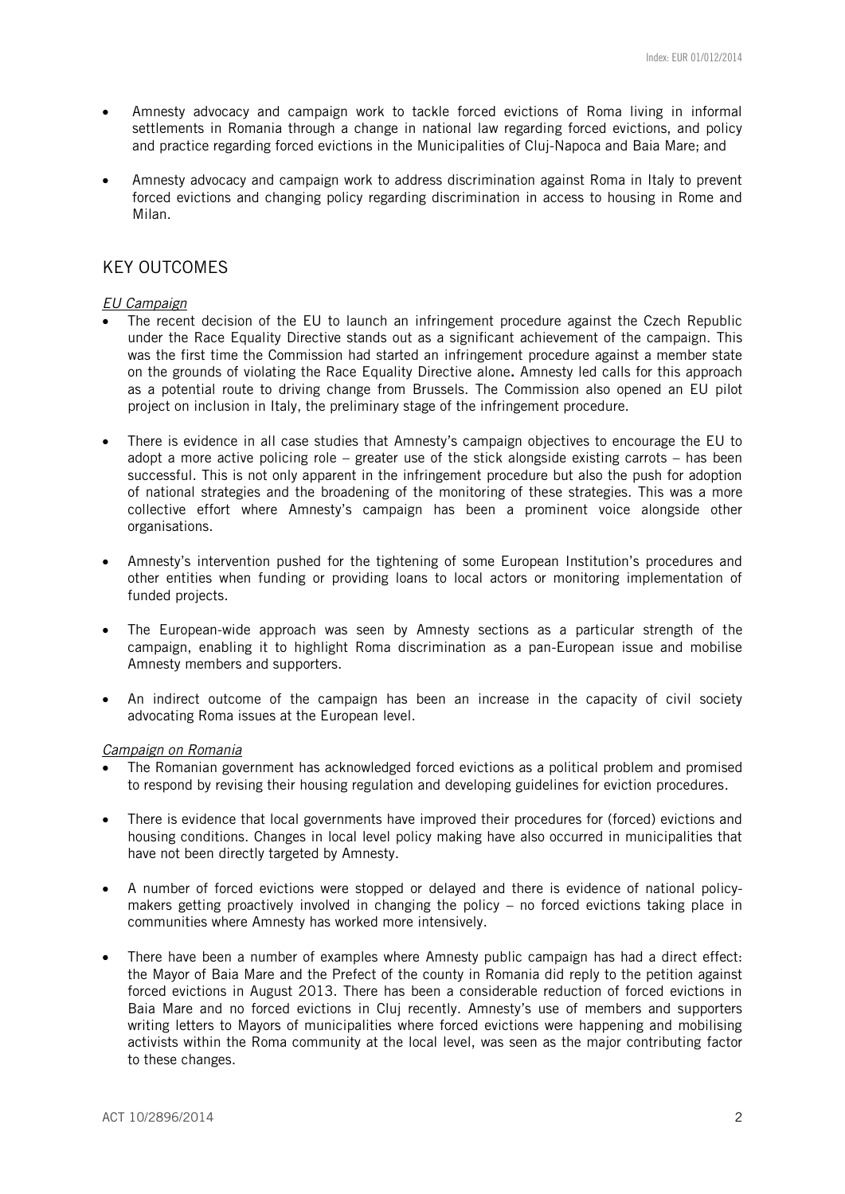- Amnesty advocacy and campaign work to tackle forced evictions of Roma living in informal settlements in Romania through a change in national law regarding forced evictions, and policy and practice regarding forced evictions in the Municipalities of Cluj-Napoca and Baia Mare; and

- Amnesty advocacy and campaign work to address discrimination against Roma in Italy to prevent forced evictions and changing policy regarding discrimination in access to housing in Rome and Milan.

## KEY OUTCOMES

*EU Campaign*

- The recent decision of the EU to launch an infringement procedure against the Czech Republic under the Race Equality Directive stands out as a significant achievement of the campaign. This was the first time the Commission had started an infringement procedure against a member state on the grounds of violating the Race Equality Directive alone**.** Amnesty led calls for this approach as a potential route to driving change from Brussels. The Commission also opened an EU pilot project on inclusion in Italy, the preliminary stage of the infringement procedure.

- There is evidence in all case studies that Amnesty's campaign objectives to encourage the EU to adopt a more active policing role – greater use of the stick alongside existing carrots – has been successful. This is not only apparent in the infringement procedure but also the push for adoption of national strategies and the broadening of the monitoring of these strategies. This was a more collective effort where Amnesty's campaign has been a prominent voice alongside other organisations.

- Amnesty's intervention pushed for the tightening of some European Institution's procedures and other entities when funding or providing loans to local actors or monitoring implementation of funded projects.

- The European-wide approach was seen by Amnesty sections as a particular strength of the campaign, enabling it to highlight Roma discrimination as a pan-European issue and mobilise Amnesty members and supporters.

- An indirect outcome of the campaign has been an increase in the capacity of civil society advocating Roma issues at the European level.

*Campaign on Romania*

- The Romanian government has acknowledged forced evictions as a political problem and promised to respond by revising their housing regulation and developing guidelines for eviction procedures.

- There is evidence that local governments have improved their procedures for (forced) evictions and housing conditions. Changes in local level policy making have also occurred in municipalities that have not been directly targeted by Amnesty.

- A number of forced evictions were stopped or delayed and there is evidence of national policy-makers getting proactively involved in changing the policy – no forced evictions taking place in communities where Amnesty has worked more intensively.

- There have been a number of examples where Amnesty public campaign has had a direct effect: the Mayor of Baia Mare and the Prefect of the county in Romania did reply to the petition against forced evictions in August 2013. There has been a considerable reduction of forced evictions in Baia Mare and no forced evictions in Cluj recently. Amnesty's use of members and supporters writing letters to Mayors of municipalities where forced evictions were happening and mobilising activists within the Roma community at the local level, was seen as the major contributing factor to these changes.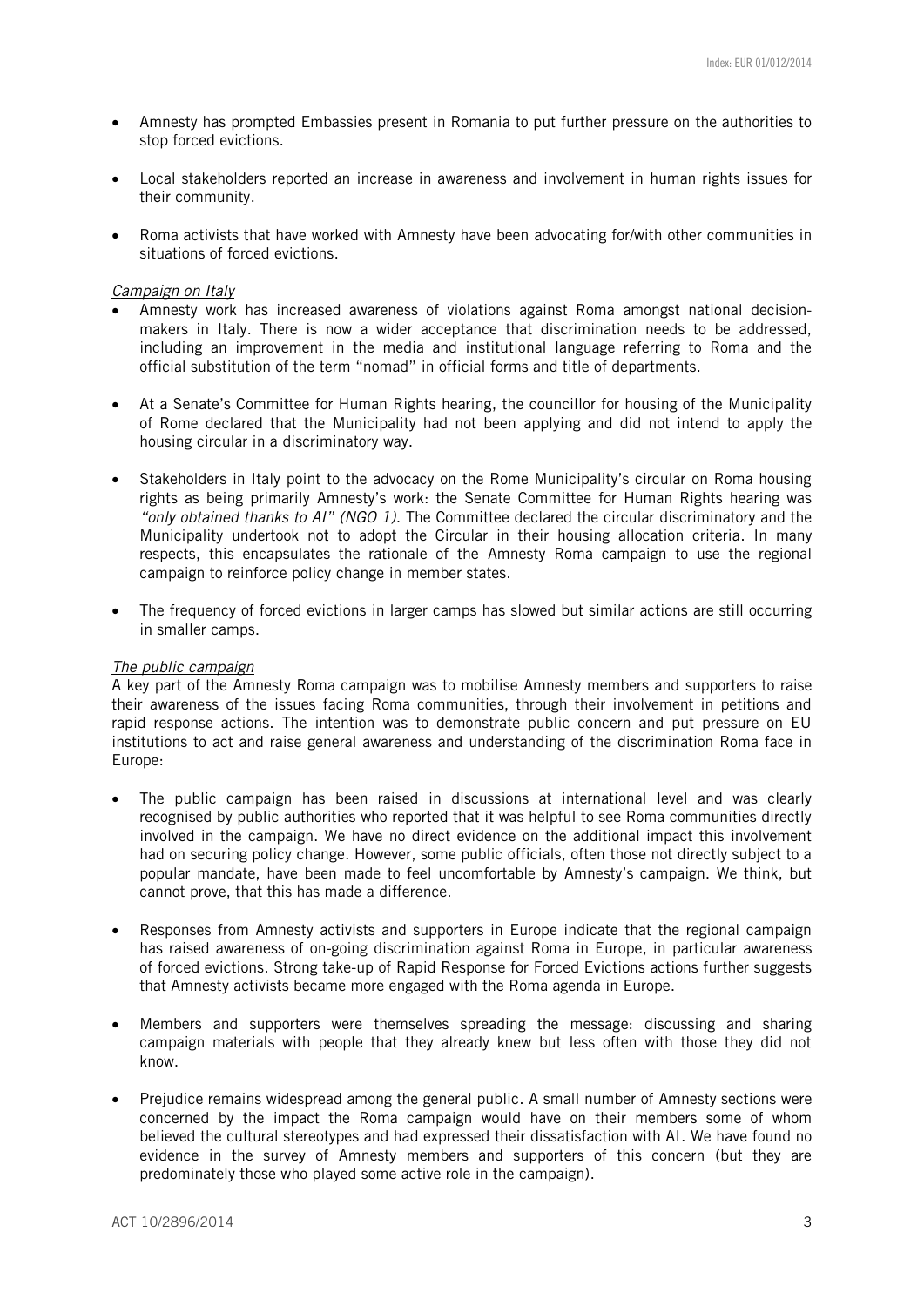- Amnesty has prompted Embassies present in Romania to put further pressure on the authorities to stop forced evictions.

- Local stakeholders reported an increase in awareness and involvement in human rights issues for their community.

- Roma activists that have worked with Amnesty have been advocating for/with other communities in situations of forced evictions.

*Campaign on Italy*

- Amnesty work has increased awareness of violations against Roma amongst national decision-makers in Italy. There is now a wider acceptance that discrimination needs to be addressed, including an improvement in the media and institutional language referring to Roma and the official substitution of the term "nomad" in official forms and title of departments.

- At a Senate's Committee for Human Rights hearing, the councillor for housing of the Municipality of Rome declared that the Municipality had not been applying and did not intend to apply the housing circular in a discriminatory way.

- Stakeholders in Italy point to the advocacy on the Rome Municipality's circular on Roma housing rights as being primarily Amnesty's work: the Senate Committee for Human Rights hearing was *"only obtained thanks to AI" (NGO 1)*. The Committee declared the circular discriminatory and the Municipality undertook not to adopt the Circular in their housing allocation criteria. In many respects, this encapsulates the rationale of the Amnesty Roma campaign to use the regional campaign to reinforce policy change in member states.

- The frequency of forced evictions in larger camps has slowed but similar actions are still occurring in smaller camps.

*The public campaign*

A key part of the Amnesty Roma campaign was to mobilise Amnesty members and supporters to raise their awareness of the issues facing Roma communities, through their involvement in petitions and rapid response actions. The intention was to demonstrate public concern and put pressure on EU institutions to act and raise general awareness and understanding of the discrimination Roma face in Europe:

- The public campaign has been raised in discussions at international level and was clearly recognised by public authorities who reported that it was helpful to see Roma communities directly involved in the campaign. We have no direct evidence on the additional impact this involvement had on securing policy change. However, some public officials, often those not directly subject to a popular mandate, have been made to feel uncomfortable by Amnesty's campaign. We think, but cannot prove, that this has made a difference.

- Responses from Amnesty activists and supporters in Europe indicate that the regional campaign has raised awareness of on-going discrimination against Roma in Europe, in particular awareness of forced evictions. Strong take-up of Rapid Response for Forced Evictions actions further suggests that Amnesty activists became more engaged with the Roma agenda in Europe.

- Members and supporters were themselves spreading the message: discussing and sharing campaign materials with people that they already knew but less often with those they did not know.

- Prejudice remains widespread among the general public. A small number of Amnesty sections were concerned by the impact the Roma campaign would have on their members some of whom believed the cultural stereotypes and had expressed their dissatisfaction with AI. We have found no evidence in the survey of Amnesty members and supporters of this concern (but they are predominately those who played some active role in the campaign).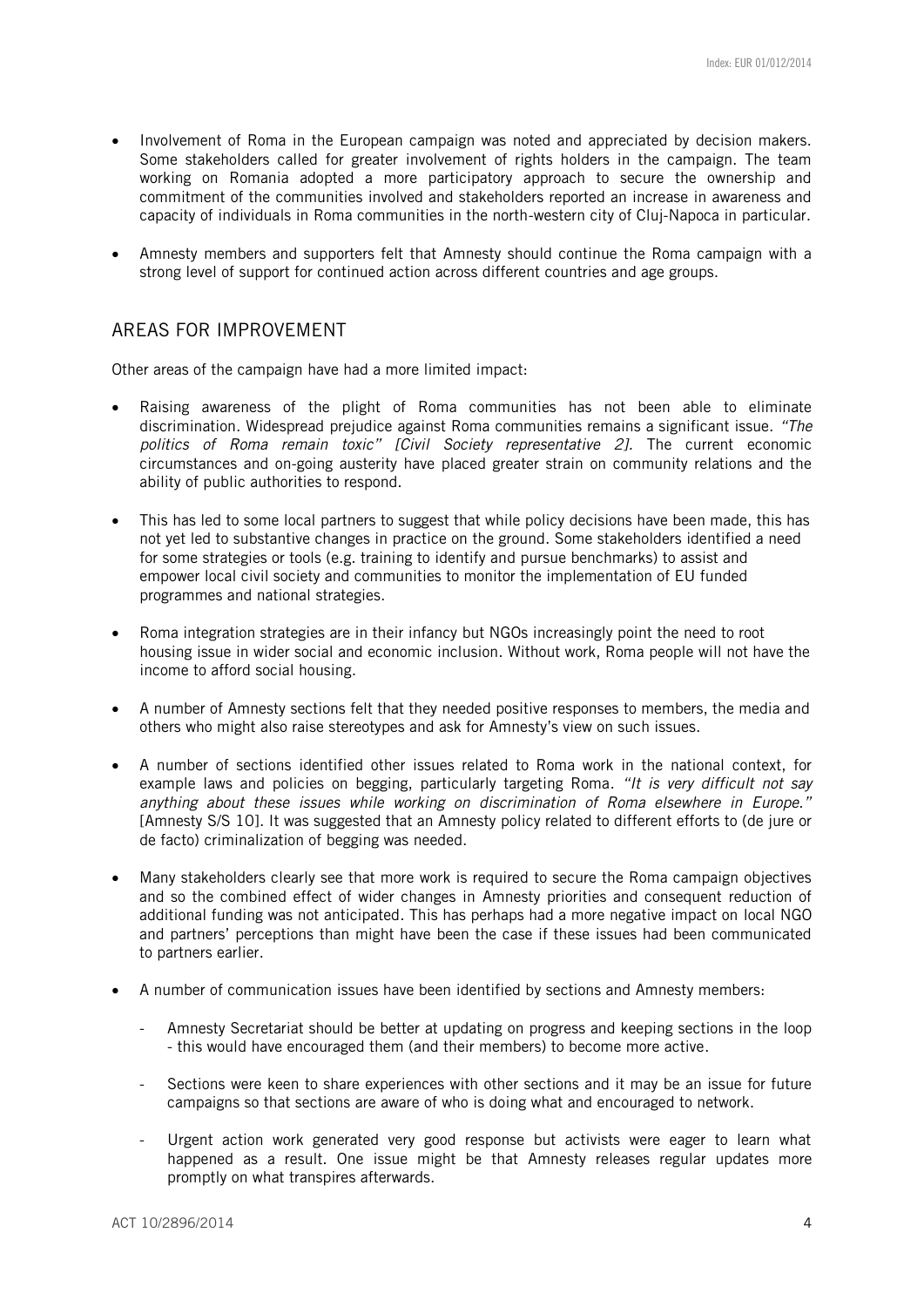- Involvement of Roma in the European campaign was noted and appreciated by decision makers. Some stakeholders called for greater involvement of rights holders in the campaign. The team working on Romania adopted a more participatory approach to secure the ownership and commitment of the communities involved and stakeholders reported an increase in awareness and capacity of individuals in Roma communities in the north-western city of Cluj-Napoca in particular.

- Amnesty members and supporters felt that Amnesty should continue the Roma campaign with a strong level of support for continued action across different countries and age groups.

## AREAS FOR IMPROVEMENT

Other areas of the campaign have had a more limited impact:

- Raising awareness of the plight of Roma communities has not been able to eliminate discrimination. Widespread prejudice against Roma communities remains a significant issue. *"The politics of Roma remain toxic" [Civil Society representative 2]*. The current economic circumstances and on-going austerity have placed greater strain on community relations and the ability of public authorities to respond.

- This has led to some local partners to suggest that while policy decisions have been made, this has not yet led to substantive changes in practice on the ground. Some stakeholders identified a need for some strategies or tools (e.g. training to identify and pursue benchmarks) to assist and empower local civil society and communities to monitor the implementation of EU funded programmes and national strategies.

- Roma integration strategies are in their infancy but NGOs increasingly point the need to root housing issue in wider social and economic inclusion. Without work, Roma people will not have the income to afford social housing.

- A number of Amnesty sections felt that they needed positive responses to members, the media and others who might also raise stereotypes and ask for Amnesty's view on such issues.

- A number of sections identified other issues related to Roma work in the national context, for example laws and policies on begging, particularly targeting Roma. *"It is very difficult not say anything about these issues while working on discrimination of Roma elsewhere in Europe."* [Amnesty S/S 10]. It was suggested that an Amnesty policy related to different efforts to (de jure or de facto) criminalization of begging was needed.

- Many stakeholders clearly see that more work is required to secure the Roma campaign objectives and so the combined effect of wider changes in Amnesty priorities and consequent reduction of additional funding was not anticipated. This has perhaps had a more negative impact on local NGO and partners' perceptions than might have been the case if these issues had been communicated to partners earlier.

- A number of communication issues have been identified by sections and Amnesty members:

  - Amnesty Secretariat should be better at updating on progress and keeping sections in the loop - this would have encouraged them (and their members) to become more active.

  - Sections were keen to share experiences with other sections and it may be an issue for future campaigns so that sections are aware of who is doing what and encouraged to network.

  - Urgent action work generated very good response but activists were eager to learn what happened as a result. One issue might be that Amnesty releases regular updates more promptly on what transpires afterwards.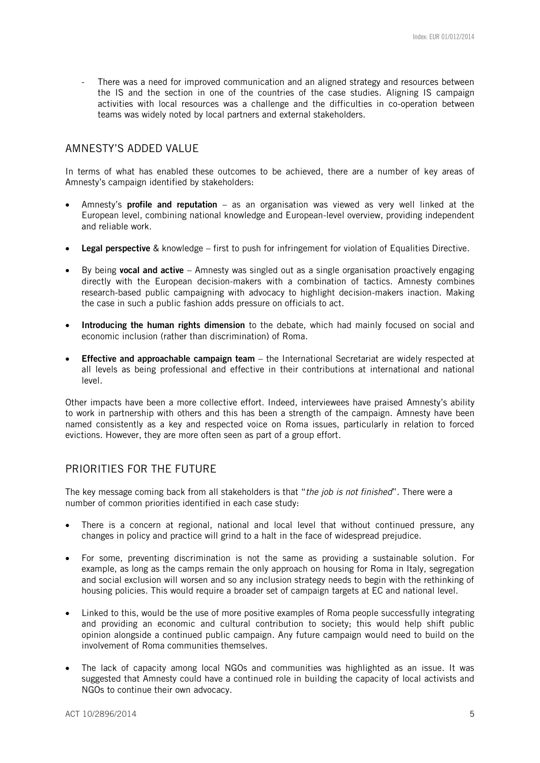- There was a need for improved communication and an aligned strategy and resources between the IS and the section in one of the countries of the case studies. Aligning IS campaign activities with local resources was a challenge and the difficulties in co-operation between teams was widely noted by local partners and external stakeholders.

## AMNESTY'S ADDED VALUE

In terms of what has enabled these outcomes to be achieved, there are a number of key areas of Amnesty's campaign identified by stakeholders:

- Amnesty's **profile and reputation** – as an organisation was viewed as very well linked at the European level, combining national knowledge and European-level overview, providing independent and reliable work.
- **Legal perspective** & knowledge – first to push for infringement for violation of Equalities Directive.
- By being **vocal and active** – Amnesty was singled out as a single organisation proactively engaging directly with the European decision-makers with a combination of tactics. Amnesty combines research-based public campaigning with advocacy to highlight decision-makers inaction. Making the case in such a public fashion adds pressure on officials to act.
- **Introducing the human rights dimension** to the debate, which had mainly focused on social and economic inclusion (rather than discrimination) of Roma.
- **Effective and approachable campaign team** – the International Secretariat are widely respected at all levels as being professional and effective in their contributions at international and national level.

Other impacts have been a more collective effort. Indeed, interviewees have praised Amnesty's ability to work in partnership with others and this has been a strength of the campaign. Amnesty have been named consistently as a key and respected voice on Roma issues, particularly in relation to forced evictions. However, they are more often seen as part of a group effort.

## PRIORITIES FOR THE FUTURE

The key message coming back from all stakeholders is that "*the job is not finished*". There were a number of common priorities identified in each case study:

- There is a concern at regional, national and local level that without continued pressure, any changes in policy and practice will grind to a halt in the face of widespread prejudice.
- For some, preventing discrimination is not the same as providing a sustainable solution. For example, as long as the camps remain the only approach on housing for Roma in Italy, segregation and social exclusion will worsen and so any inclusion strategy needs to begin with the rethinking of housing policies. This would require a broader set of campaign targets at EC and national level.
- Linked to this, would be the use of more positive examples of Roma people successfully integrating and providing an economic and cultural contribution to society; this would help shift public opinion alongside a continued public campaign. Any future campaign would need to build on the involvement of Roma communities themselves.
- The lack of capacity among local NGOs and communities was highlighted as an issue. It was suggested that Amnesty could have a continued role in building the capacity of local activists and NGOs to continue their own advocacy.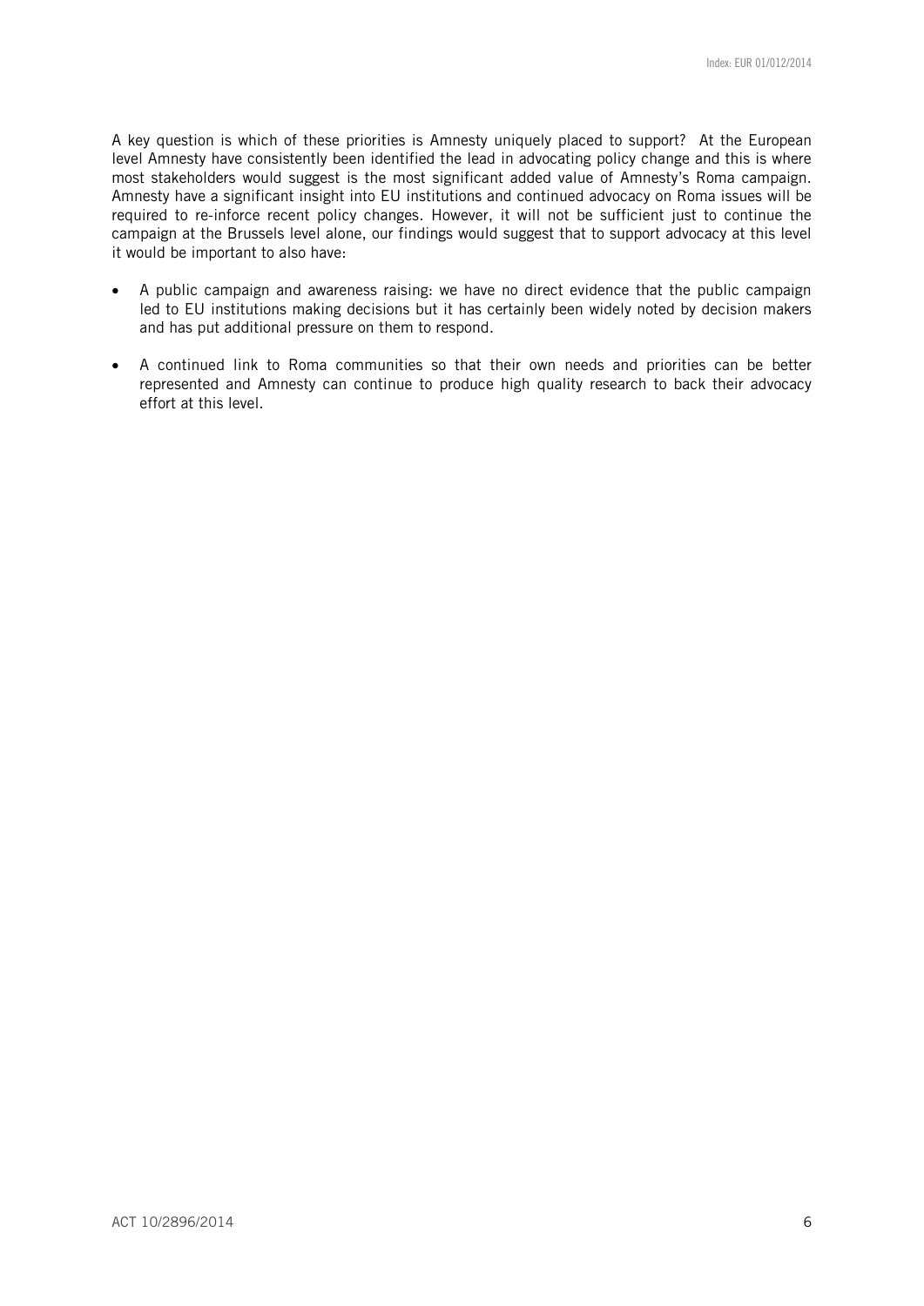A key question is which of these priorities is Amnesty uniquely placed to support? At the European level Amnesty have consistently been identified the lead in advocating policy change and this is where most stakeholders would suggest is the most significant added value of Amnesty's Roma campaign. Amnesty have a significant insight into EU institutions and continued advocacy on Roma issues will be required to re-inforce recent policy changes. However, it will not be sufficient just to continue the campaign at the Brussels level alone, our findings would suggest that to support advocacy at this level it would be important to also have:

- A public campaign and awareness raising: we have no direct evidence that the public campaign led to EU institutions making decisions but it has certainly been widely noted by decision makers and has put additional pressure on them to respond.
- A continued link to Roma communities so that their own needs and priorities can be better represented and Amnesty can continue to produce high quality research to back their advocacy effort at this level.